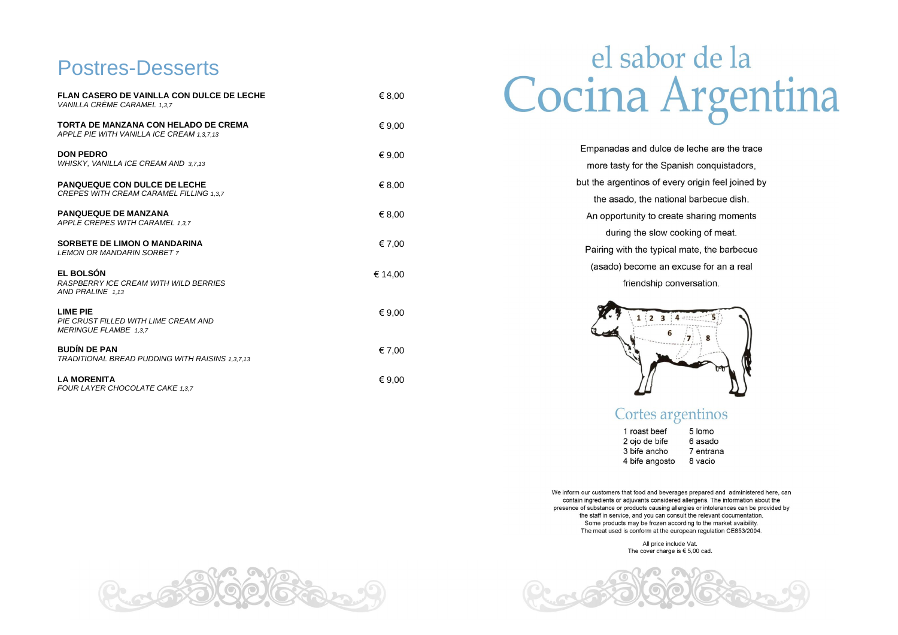# Postres-Desserts

| | |
|---|---|
| **FLAN CASERO DE VAINLLA CON DULCE DE LECHE**<br>*VANILLA CRÈME CARAMEL 1,3,7* | € 8,00 |
| **TORTA DE MANZANA CON HELADO DE CREMA**<br>*APPLE PIE WITH VANILLA ICE CREAM 1,3,7,13* | € 9,00 |
| **DON PEDRO**<br>*WHISKY, VANILLA ICE CREAM AND 3,7,13* | € 9,00 |
| **PANQUEQUE CON DULCE DE LECHE**<br>*CREPES WITH CREAM CARAMEL FILLING 1,3,7* | € 8,00 |
| **PANQUEQUE DE MANZANA**<br>*APPLE CREPES WITH CARAMEL 1,3,7* | € 8,00 |
| **SORBETE DE LIMON O MANDARINA**<br>*LEMON OR MANDARIN SORBET 7* | € 7,00 |
| **EL BOLSÓN**<br>*RASPBERRY ICE CREAM WITH WILD BERRIES AND PRALINE 1,13* | € 14,00 |
| **LIME PIE**<br>*PIE CRUST FILLED WITH LIME CREAM AND MERINGUE FLAMBE 1,3,7* | € 9,00 |
| **BUDÍN DE PAN**<br>*TRADITIONAL BREAD PUDDING WITH RAISINS 1,3,7,13* | € 7,00 |
| **LA MORENITA**<br>*FOUR LAYER CHOCOLATE CAKE 1,3,7* | € 9,00 |

# el sabor de la Cocina Argentina

Empanadas and dulce de leche are the trace more tasty for the Spanish conquistadors, but the argentinos of every origin feel joined by the asado, the national barbecue dish. An opportunity to create sharing moments during the slow cooking of meat. Pairing with the typical mate, the barbecue (asado) become an excuse for an a real friendship conversation.

## Cortes argentinos

| | |
|---|---|
| 1 roast beef | 5 lomo |
| 2 ojo de bife | 6 asado |
| 3 bife ancho | 7 entrana |
| 4 bife angosto | 8 vacio |

We inform our customers that food and beverages prepared and administered here, can contain ingredients or adjuvants considered allergens. The information about the presence of substance or products causing allergies or intolerances can be provided by the staff in service, and you can consult the relevant documentation. Some products may be frozen according to the market avaibility. The meat used is conform at the european regulation CE853/2004.

All price include Vat.
The cover charge is € 5,00 cad.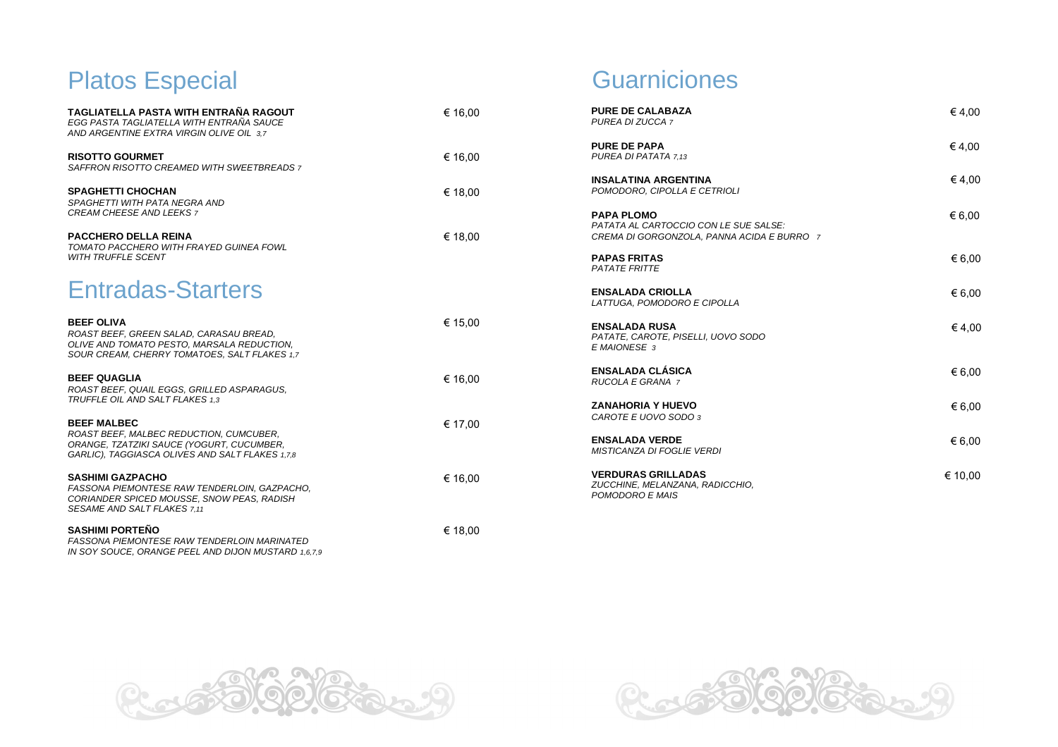## Platos Especial

**TAGLIATELLA PASTA WITH ENTRAÑA RAGOUT** — € 16,00
*EGG PASTA TAGLIATELLA WITH ENTRAÑA SAUCE AND ARGENTINE EXTRA VIRGIN OLIVE OIL 3,7*

**RISOTTO GOURMET** — € 16,00
*SAFFRON RISOTTO CREAMED WITH SWEETBREADS 7*

**SPAGHETTI CHOCHAN** — € 18,00
*SPAGHETTI WITH PATA NEGRA AND CREAM CHEESE AND LEEKS 7*

**PACCHERO DELLA REINA** — € 18,00
*TOMATO PACCHERO WITH FRAYED GUINEA FOWL WITH TRUFFLE SCENT*

## Entradas-Starters

**BEEF OLIVA** — € 15,00
*ROAST BEEF, GREEN SALAD, CARASAU BREAD, OLIVE AND TOMATO PESTO, MARSALA REDUCTION, SOUR CREAM, CHERRY TOMATOES, SALT FLAKES 1,7*

**BEEF QUAGLIA** — € 16,00
*ROAST BEEF, QUAIL EGGS, GRILLED ASPARAGUS, TRUFFLE OIL AND SALT FLAKES 1,3*

**BEEF MALBEC** — € 17,00
*ROAST BEEF, MALBEC REDUCTION, CUMCUBER, ORANGE, TZATZIKI SAUCE (YOGURT, CUCUMBER, GARLIC), TAGGIASCA OLIVES AND SALT FLAKES 1,7,8*

**SASHIMI GAZPACHO** — € 16,00
*FASSONA PIEMONTESE RAW TENDERLOIN, GAZPACHO, CORIANDER SPICED MOUSSE, SNOW PEAS, RADISH SESAME AND SALT FLAKES 7,11*

**SASHIMI PORTEÑO** — € 18,00
*FASSONA PIEMONTESE RAW TENDERLOIN MARINATED IN SOY SOUCE, ORANGE PEEL AND DIJON MUSTARD 1,6,7,9*

## Guarniciones

**PURE DE CALABAZA** — € 4,00
*PUREA DI ZUCCA 7*

**PURE DE PAPA** — € 4,00
*PUREA DI PATATA 7,13*

**INSALATINA ARGENTINA** — € 4,00
*POMODORO, CIPOLLA E CETRIOLI*

**PAPA PLOMO** — € 6,00
*PATATA AL CARTOCCIO CON LE SUE SALSE: CREMA DI GORGONZOLA, PANNA ACIDA E BURRO 7*

**PAPAS FRITAS** — € 6,00
*PATATE FRITTE*

**ENSALADA CRIOLLA** — € 6,00
*LATTUGA, POMODORO E CIPOLLA*

**ENSALADA RUSA** — € 4,00
*PATATE, CAROTE, PISELLI, UOVO SODO E MAIONESE 3*

**ENSALADA CLÁSICA** — € 6,00
*RUCOLA E GRANA 7*

**ZANAHORIA Y HUEVO** — € 6,00
*CAROTE E UOVO SODO 3*

**ENSALADA VERDE** — € 6,00
*MISTICANZA DI FOGLIE VERDI*

**VERDURAS GRILLADAS** — € 10,00
*ZUCCHINE, MELANZANA, RADICCHIO, POMODORO E MAIS*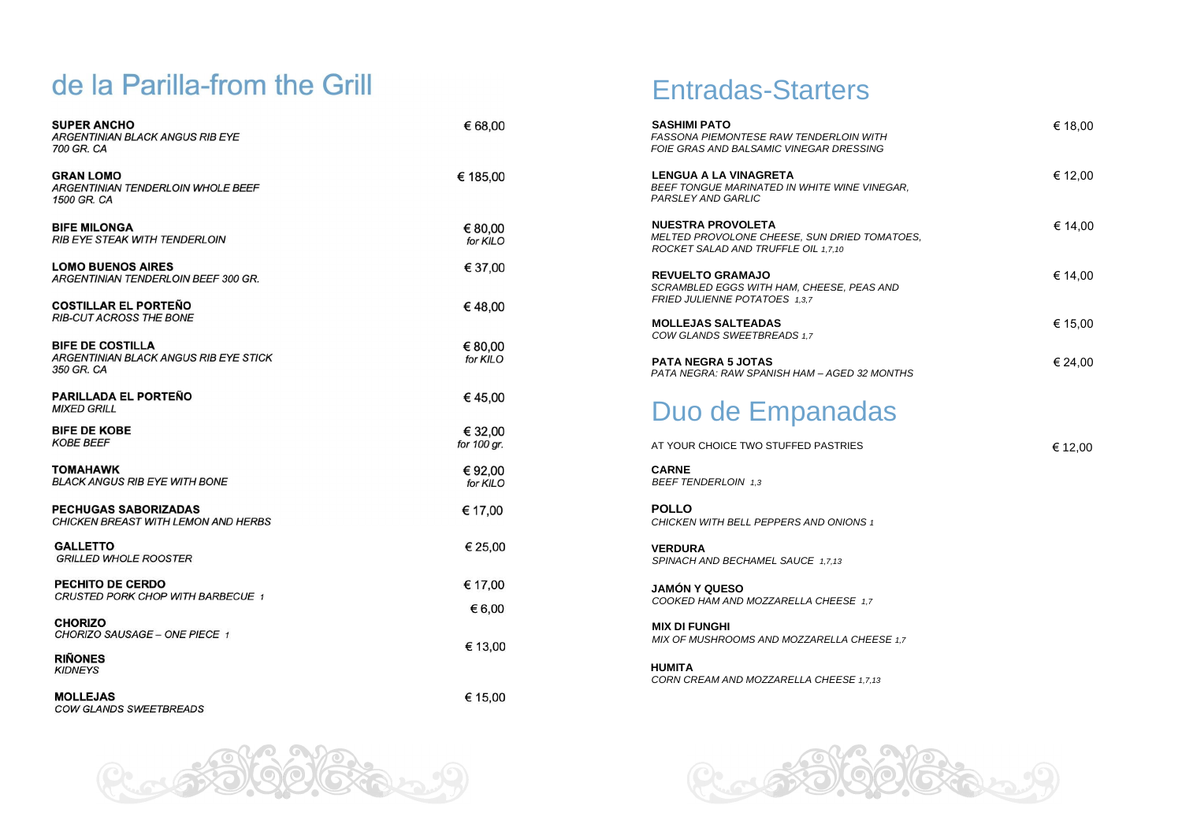# de la Parilla-from the Grill

**SUPER ANCHO** — € 68,00
*ARGENTINIAN BLACK ANGUS RIB EYE*
*700 GR. CA*

**GRAN LOMO** — € 185,00
*ARGENTINIAN TENDERLOIN WHOLE BEEF*
*1500 GR. CA*

**BIFE MILONGA** — € 80,00 *for KILO*
*RIB EYE STEAK WITH TENDERLOIN*

**LOMO BUENOS AIRES** — € 37,00
*ARGENTINIAN TENDERLOIN BEEF 300 GR.*

**COSTILLAR EL PORTEÑO** — € 48,00
*RIB-CUT ACROSS THE BONE*

**BIFE DE COSTILLA** — € 80,00 *for KILO*
*ARGENTINIAN BLACK ANGUS RIB EYE STICK*
*350 GR. CA*

**PARILLADA EL PORTEÑO** — € 45,00
*MIXED GRILL*

**BIFE DE KOBE** — € 32,00 *for 100 gr.*
*KOBE BEEF*

**TOMAHAWK** — € 92,00 *for KILO*
*BLACK ANGUS RIB EYE WITH BONE*

**PECHUGAS SABORIZADAS** — € 17,00
*CHICKEN BREAST WITH LEMON AND HERBS*

**GALLETTO** — € 25,00
*GRILLED WHOLE ROOSTER*

**PECHITO DE CERDO** — € 17,00
*CRUSTED PORK CHOP WITH BARBECUE 1*

**CHORIZO** — € 6,00
*CHORIZO SAUSAGE – ONE PIECE 1*

**RIÑONES** — € 13,00
*KIDNEYS*

**MOLLEJAS** — € 15,00
*COW GLANDS SWEETBREADS*

# Entradas-Starters

**SASHIMI PATO** — € 18,00
*FASSONA PIEMONTESE RAW TENDERLOIN WITH*
*FOIE GRAS AND BALSAMIC VINEGAR DRESSING*

**LENGUA A LA VINAGRETA** — € 12,00
*BEEF TONGUE MARINATED IN WHITE WINE VINEGAR,*
*PARSLEY AND GARLIC*

**NUESTRA PROVOLETA** — € 14,00
*MELTED PROVOLONE CHEESE, SUN DRIED TOMATOES,*
*ROCKET SALAD AND TRUFFLE OIL 1,7,10*

**REVUELTO GRAMAJO** — € 14,00
*SCRAMBLED EGGS WITH HAM, CHEESE, PEAS AND*
*FRIED JULIENNE POTATOES 1,3,7*

**MOLLEJAS SALTEADAS** — € 15,00
*COW GLANDS SWEETBREADS 1,7*

**PATA NEGRA 5 JOTAS** — € 24,00
*PATA NEGRA: RAW SPANISH HAM – AGED 32 MONTHS*

# Duo de Empanadas

AT YOUR CHOICE TWO STUFFED PASTRIES — € 12,00

**CARNE**
*BEEF TENDERLOIN 1,3*

**POLLO**
*CHICKEN WITH BELL PEPPERS AND ONIONS 1*

**VERDURA**
*SPINACH AND BECHAMEL SAUCE 1,7,13*

**JAMÓN Y QUESO**
*COOKED HAM AND MOZZARELLA CHEESE 1,7*

**MIX DI FUNGHI**
*MIX OF MUSHROOMS AND MOZZARELLA CHEESE 1,7*

**HUMITA**
*CORN CREAM AND MOZZARELLA CHEESE 1,7,13*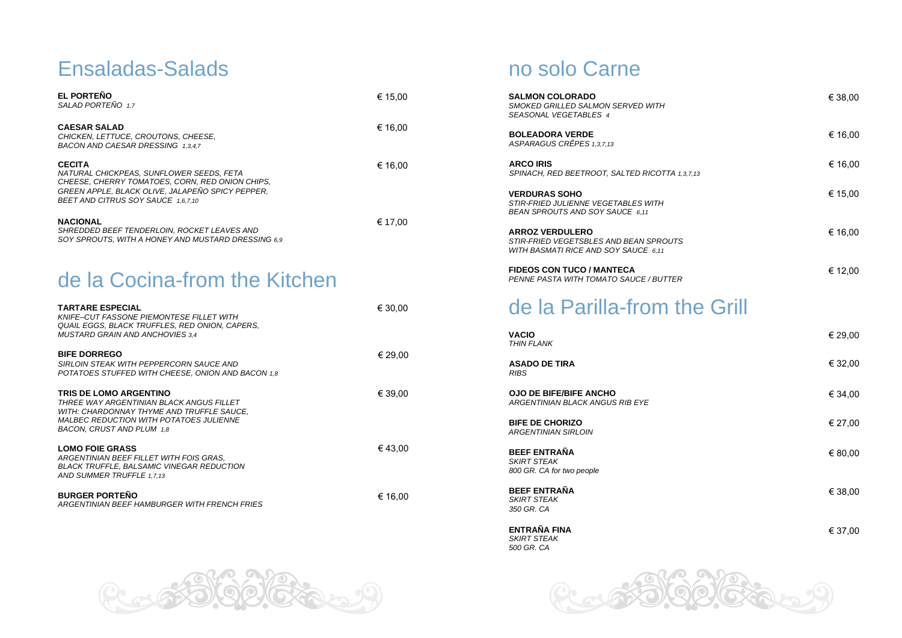## Ensaladas-Salads

**EL PORTEÑO** € 15,00
*SALAD PORTEÑO 1,7*

**CAESAR SALAD** € 16,00
*CHICKEN, LETTUCE, CROUTONS, CHEESE, BACON AND CAESAR DRESSING 1,3,4,7*

**CECITA** € 16,00
*NATURAL CHICKPEAS, SUNFLOWER SEEDS, FETA CHEESE, CHERRY TOMATOES, CORN, RED ONION CHIPS, GREEN APPLE, BLACK OLIVE, JALAPEÑO SPICY PEPPER, BEET AND CITRUS SOY SAUCE 1,6,7,10*

**NACIONAL** € 17,00
*SHREDDED BEEF TENDERLOIN, ROCKET LEAVES AND SOY SPROUTS, WITH A HONEY AND MUSTARD DRESSING 6,9*

## de la Cocina-from the Kitchen

**TARTARE ESPECIAL** € 30,00
*KNIFE–CUT FASSONE PIEMONTESE FILLET WITH QUAIL EGGS, BLACK TRUFFLES, RED ONION, CAPERS, MUSTARD GRAIN AND ANCHOVIES 3,4*

**BIFE DORREGO** € 29,00
*SIRLOIN STEAK WITH PEPPERCORN SAUCE AND POTATOES STUFFED WITH CHEESE, ONION AND BACON 1,8*

**TRIS DE LOMO ARGENTINO** € 39,00
*THREE WAY ARGENTINIAN BLACK ANGUS FILLET WITH: CHARDONNAY THYME AND TRUFFLE SAUCE, MALBEC REDUCTION WITH POTATOES JULIENNE BACON, CRUST AND PLUM 1,8*

**LOMO FOIE GRASS** € 43,00
*ARGENTINIAN BEEF FILLET WITH FOIS GRAS, BLACK TRUFFLE, BALSAMIC VINEGAR REDUCTION AND SUMMER TRUFFLE 1,7,13*

**BURGER PORTEÑO** € 16,00
*ARGENTINIAN BEEF HAMBURGER WITH FRENCH FRIES*

## no solo Carne

**SALMON COLORADO** € 38,00
*SMOKED GRILLED SALMON SERVED WITH SEASONAL VEGETABLES 4*

**BOLEADORA VERDE** € 16,00
*ASPARAGUS CRÊPES 1,3,7,13*

**ARCO IRIS** € 16,00
*SPINACH, RED BEETROOT, SALTED RICOTTA 1,3,7,13*

**VERDURAS SOHO** € 15,00
*STIR-FRIED JULIENNE VEGETABLES WITH BEAN SPROUTS AND SOY SAUCE 6,11*

**ARROZ VERDULERO** € 16,00
*STIR-FRIED VEGETSBLES AND BEAN SPROUTS WITH BASMATI RICE AND SOY SAUCE 6,11*

**FIDEOS CON TUCO / MANTECA** € 12,00
*PENNE PASTA WITH TOMATO SAUCE / BUTTER*

## de la Parilla-from the Grill

**VACIO** € 29,00
*THIN FLANK*

**ASADO DE TIRA** € 32,00
*RIBS*

**OJO DE BIFE/BIFE ANCHO** € 34,00
*ARGENTINIAN BLACK ANGUS RIB EYE*

**BIFE DE CHORIZO** € 27,00
*ARGENTINIAN SIRLOIN*

**BEEF ENTRAÑA** € 80,00
*SKIRT STEAK*
*800 GR. CA for two people*

**BEEF ENTRAÑA** € 38,00
*SKIRT STEAK*
*350 GR. CA*

**ENTRAÑA FINA** € 37,00
*SKIRT STEAK*
*500 GR. CA*